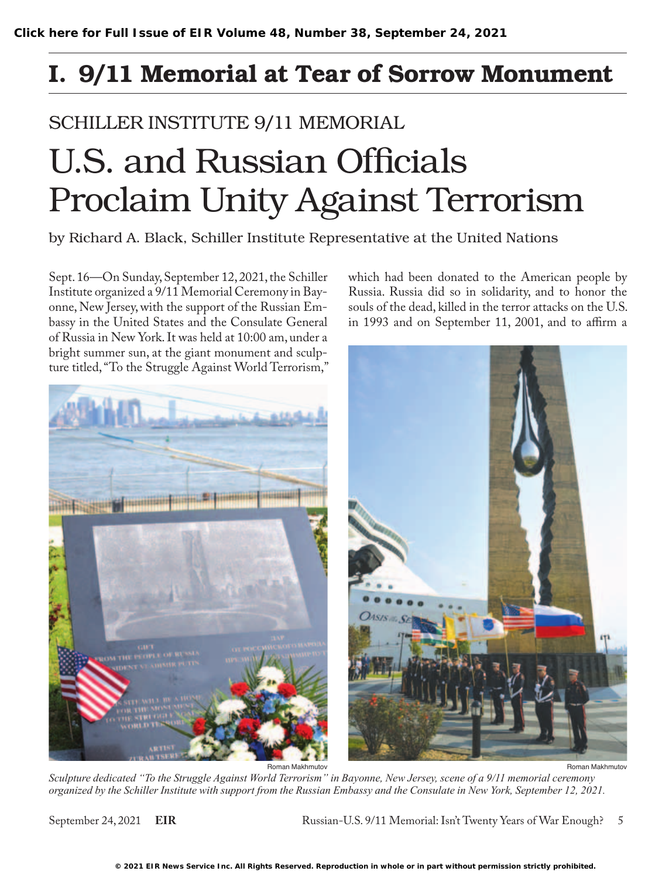[Click here for Full Issue of EIR Volume 48, Number 38, September 24, 2021]

# I. 9/11 Memorial at Tear of Sorrow Monument

SCHILLER INSTITUTE 9/11 MEMORIAL

## U.S. and Russian Officials Proclaim Unity Against Terrorism

by Richard A. Black, Schiller Institute Representative at the United Nations

Sept. 16—On Sunday, September 12, 2021, the Schiller Institute organized a 9/11 Memorial Ceremony in Bayonne, New Jersey, with the support of the Russian Embassy in the United States and the Consulate General of Russia in New York. It was held at 10:00 am, under a bright summer sun, at the giant monument and sculpture titled, "To the Struggle Against World Terrorism," which had been donated to the American people by Russia. Russia did so in solidarity, and to honor the souls of the dead, killed in the terror attacks on the U.S. in 1993 and on September 11, 2001, and to affirm a

Roman Makhmutov

Roman Makhmutov

*Sculpture dedicated "To the Struggle Against World Terrorism" in Bayonne, New Jersey, scene of a 9/11 memorial ceremony organized by the Schiller Institute with support from the Russian Embassy and the Consulate in New York, September 12, 2021.*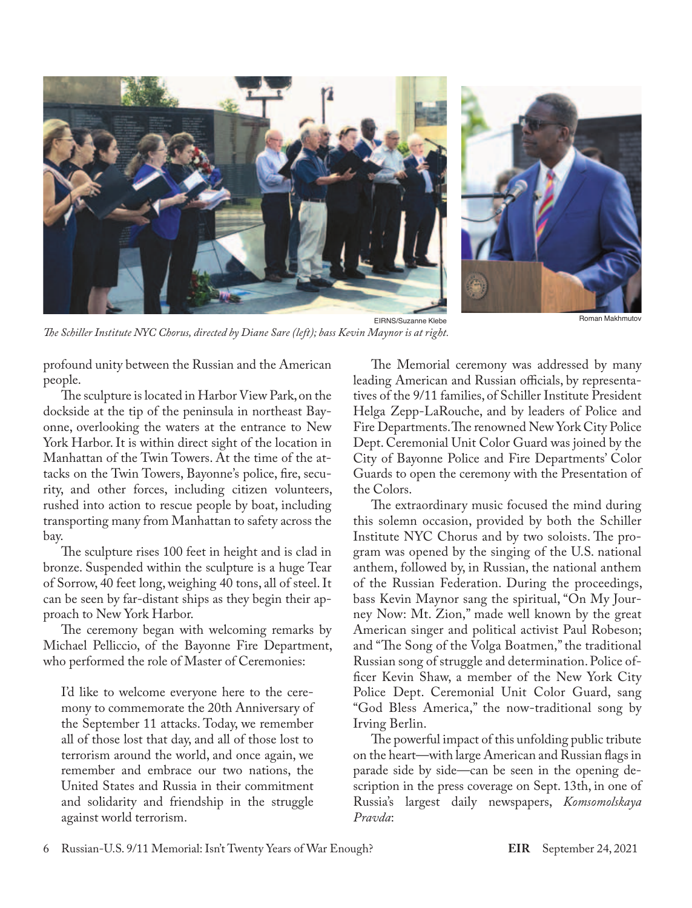EIRNS/Suzanne Klebe

Roman Makhmutov

*The Schiller Institute NYC Chorus, directed by Diane Sare (left); bass Kevin Maynor is at right.*

profound unity between the Russian and the American people.

The sculpture is located in Harbor View Park, on the dockside at the tip of the peninsula in northeast Bayonne, overlooking the waters at the entrance to New York Harbor. It is within direct sight of the location in Manhattan of the Twin Towers. At the time of the attacks on the Twin Towers, Bayonne's police, fire, security, and other forces, including citizen volunteers, rushed into action to rescue people by boat, including transporting many from Manhattan to safety across the bay.

The sculpture rises 100 feet in height and is clad in bronze. Suspended within the sculpture is a huge Tear of Sorrow, 40 feet long, weighing 40 tons, all of steel. It can be seen by far-distant ships as they begin their approach to New York Harbor.

The ceremony began with welcoming remarks by Michael Pelliccio, of the Bayonne Fire Department, who performed the role of Master of Ceremonies:

> I'd like to welcome everyone here to the ceremony to commemorate the 20th Anniversary of the September 11 attacks. Today, we remember all of those lost that day, and all of those lost to terrorism around the world, and once again, we remember and embrace our two nations, the United States and Russia in their commitment and solidarity and friendship in the struggle against world terrorism.

The Memorial ceremony was addressed by many leading American and Russian officials, by representatives of the 9/11 families, of Schiller Institute President Helga Zepp-LaRouche, and by leaders of Police and Fire Departments. The renowned New York City Police Dept. Ceremonial Unit Color Guard was joined by the City of Bayonne Police and Fire Departments' Color Guards to open the ceremony with the Presentation of the Colors.

The extraordinary music focused the mind during this solemn occasion, provided by both the Schiller Institute NYC Chorus and by two soloists. The program was opened by the singing of the U.S. national anthem, followed by, in Russian, the national anthem of the Russian Federation. During the proceedings, bass Kevin Maynor sang the spiritual, "On My Journey Now: Mt. Zion," made well known by the great American singer and political activist Paul Robeson; and "The Song of the Volga Boatmen," the traditional Russian song of struggle and determination. Police officer Kevin Shaw, a member of the New York City Police Dept. Ceremonial Unit Color Guard, sang "God Bless America," the now-traditional song by Irving Berlin.

The powerful impact of this unfolding public tribute on the heart—with large American and Russian flags in parade side by side—can be seen in the opening description in the press coverage on Sept. 13th, in one of Russia's largest daily newspapers, *Komsomolskaya Pravda*: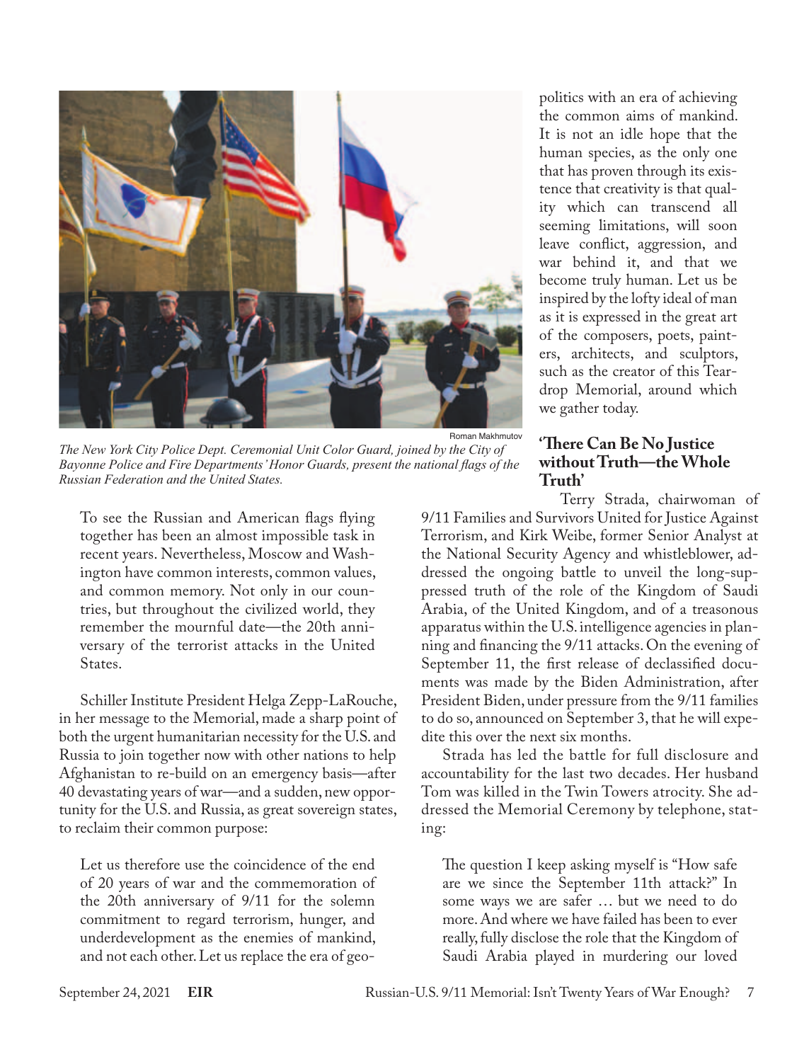Roman Makhmutov

*The New York City Police Dept. Ceremonial Unit Color Guard, joined by the City of Bayonne Police and Fire Departments' Honor Guards, present the national flags of the Russian Federation and the United States.*

> To see the Russian and American flags flying together has been an almost impossible task in recent years. Nevertheless, Moscow and Washington have common interests, common values, and common memory. Not only in our countries, but throughout the civilized world, they remember the mournful date—the 20th anniversary of the terrorist attacks in the United States.

Schiller Institute President Helga Zepp-LaRouche, in her message to the Memorial, made a sharp point of both the urgent humanitarian necessity for the U.S. and Russia to join together now with other nations to help Afghanistan to re-build on an emergency basis—after 40 devastating years of war—and a sudden, new opportunity for the U.S. and Russia, as great sovereign states, to reclaim their common purpose:

> Let us therefore use the coincidence of the end of 20 years of war and the commemoration of the 20th anniversary of 9/11 for the solemn commitment to regard terrorism, hunger, and underdevelopment as the enemies of mankind, and not each other. Let us replace the era of geopolitics with an era of achieving the common aims of mankind. It is not an idle hope that the human species, as the only one that has proven through its existence that creativity is that quality which can transcend all seeming limitations, will soon leave conflict, aggression, and war behind it, and that we become truly human. Let us be inspired by the lofty ideal of man as it is expressed in the great art of the composers, poets, painters, architects, and sculptors, such as the creator of this Teardrop Memorial, around which we gather today.

## 'There Can Be No Justice without Truth—the Whole Truth'

Terry Strada, chairwoman of 9/11 Families and Survivors United for Justice Against Terrorism, and Kirk Weibe, former Senior Analyst at the National Security Agency and whistleblower, addressed the ongoing battle to unveil the long-suppressed truth of the role of the Kingdom of Saudi Arabia, of the United Kingdom, and of a treasonous apparatus within the U.S. intelligence agencies in planning and financing the 9/11 attacks. On the evening of September 11, the first release of declassified documents was made by the Biden Administration, after President Biden, under pressure from the 9/11 families to do so, announced on September 3, that he will expedite this over the next six months.

Strada has led the battle for full disclosure and accountability for the last two decades. Her husband Tom was killed in the Twin Towers atrocity. She addressed the Memorial Ceremony by telephone, stating:

> The question I keep asking myself is "How safe are we since the September 11th attack?" In some ways we are safer … but we need to do more. And where we have failed has been to ever really, fully disclose the role that the Kingdom of Saudi Arabia played in murdering our loved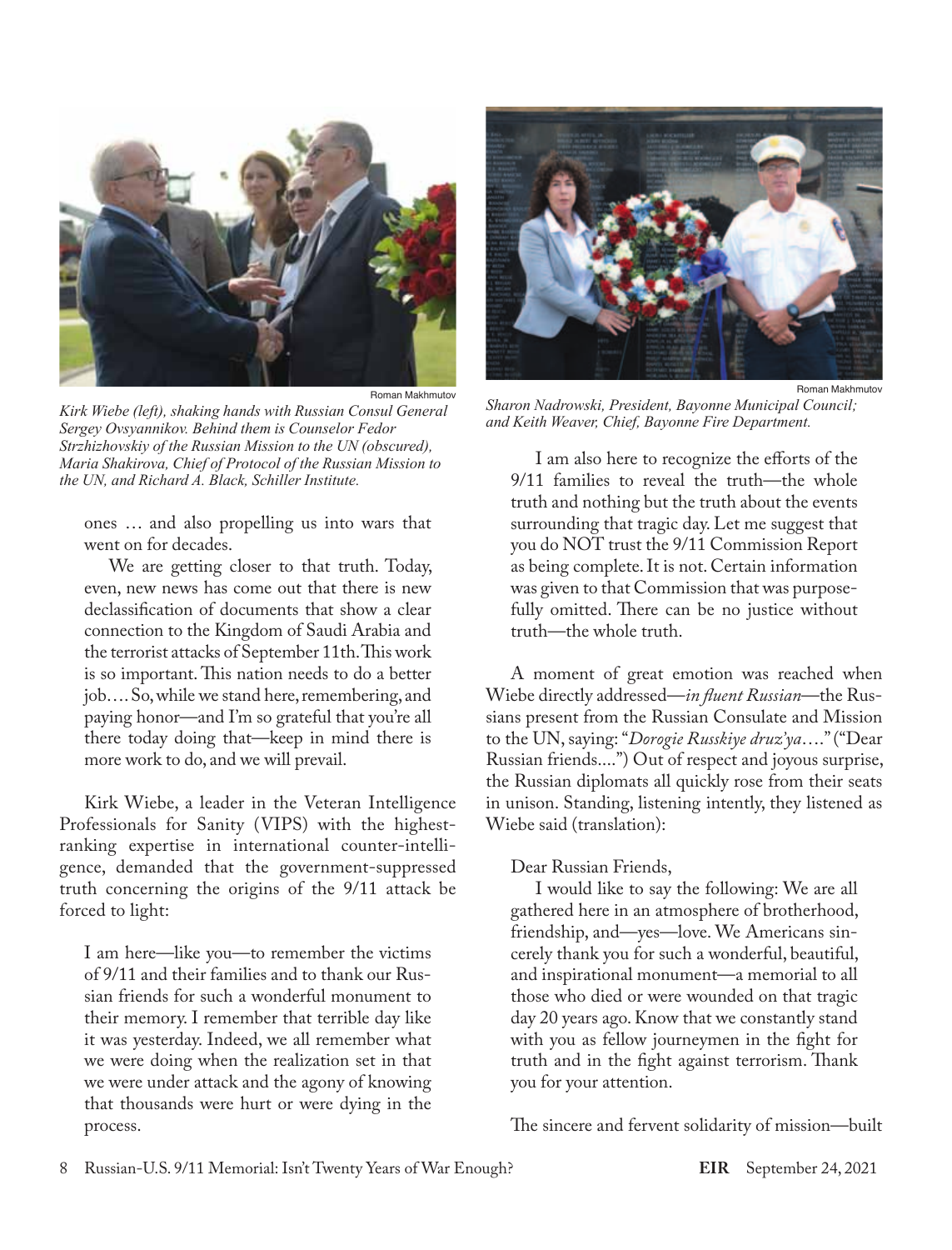Roman Makhmutov

*Kirk Wiebe (left), shaking hands with Russian Consul General Sergey Ovsyannikov. Behind them is Counselor Fedor Strzhizhovskiy of the Russian Mission to the UN (obscured), Maria Shakirova, Chief of Protocol of the Russian Mission to the UN, and Richard A. Black, Schiller Institute.*

> ones … and also propelling us into wars that went on for decades.
>
> We are getting closer to that truth. Today, even, new news has come out that there is new declassification of documents that show a clear connection to the Kingdom of Saudi Arabia and the terrorist attacks of September 11th. This work is so important. This nation needs to do a better job…. So, while we stand here, remembering, and paying honor—and I'm so grateful that you're all there today doing that—keep in mind there is more work to do, and we will prevail.

Kirk Wiebe, a leader in the Veteran Intelligence Professionals for Sanity (VIPS) with the highest-ranking expertise in international counter-intelligence, demanded that the government-suppressed truth concerning the origins of the 9/11 attack be forced to light:

> I am here—like you—to remember the victims of 9/11 and their families and to thank our Russian friends for such a wonderful monument to their memory. I remember that terrible day like it was yesterday. Indeed, we all remember what we were doing when the realization set in that we were under attack and the agony of knowing that thousands were hurt or were dying in the process.

Roman Makhmutov

*Sharon Nadrowski, President, Bayonne Municipal Council; and Keith Weaver, Chief, Bayonne Fire Department.*

> I am also here to recognize the efforts of the 9/11 families to reveal the truth—the whole truth and nothing but the truth about the events surrounding that tragic day. Let me suggest that you do NOT trust the 9/11 Commission Report as being complete. It is not. Certain information was given to that Commission that was purposefully omitted. There can be no justice without truth—the whole truth.

A moment of great emotion was reached when Wiebe directly addressed—*in fluent Russian*—the Russians present from the Russian Consulate and Mission to the UN, saying: "*Dorogie Russkiye druz'ya*…." ("Dear Russian friends....") Out of respect and joyous surprise, the Russian diplomats all quickly rose from their seats in unison. Standing, listening intently, they listened as Wiebe said (translation):

> Dear Russian Friends,
>
> I would like to say the following: We are all gathered here in an atmosphere of brotherhood, friendship, and—yes—love. We Americans sincerely thank you for such a wonderful, beautiful, and inspirational monument—a memorial to all those who died or were wounded on that tragic day 20 years ago. Know that we constantly stand with you as fellow journeymen in the fight for truth and in the fight against terrorism. Thank you for your attention.

The sincere and fervent solidarity of mission—built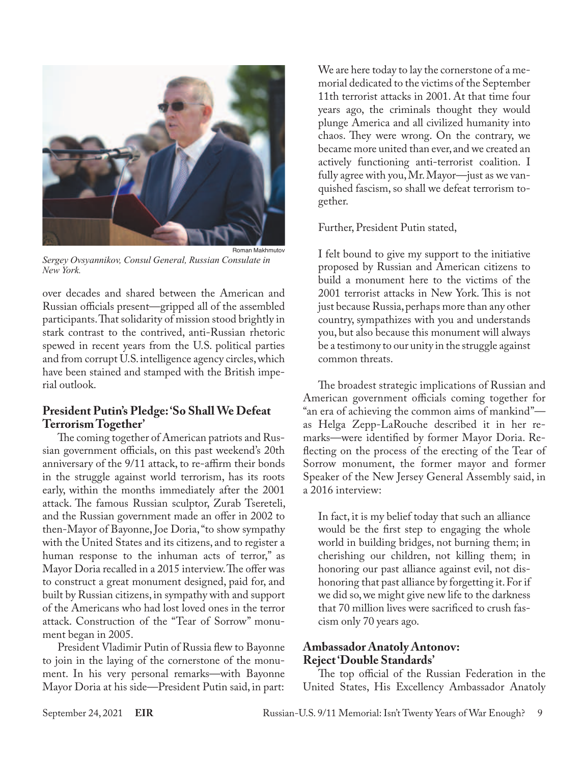Roman Makhmutov

*Sergey Ovsyannikov, Consul General, Russian Consulate in New York.*

over decades and shared between the American and Russian officials present—gripped all of the assembled participants. That solidarity of mission stood brightly in stark contrast to the contrived, anti-Russian rhetoric spewed in recent years from the U.S. political parties and from corrupt U.S. intelligence agency circles, which have been stained and stamped with the British imperial outlook.

### President Putin's Pledge: 'So Shall We Defeat Terrorism Together'

The coming together of American patriots and Russian government officials, on this past weekend's 20th anniversary of the 9/11 attack, to re-affirm their bonds in the struggle against world terrorism, has its roots early, within the months immediately after the 2001 attack. The famous Russian sculptor, Zurab Tsereteli, and the Russian government made an offer in 2002 to then-Mayor of Bayonne, Joe Doria, "to show sympathy with the United States and its citizens, and to register a human response to the inhuman acts of terror," as Mayor Doria recalled in a 2015 interview. The offer was to construct a great monument designed, paid for, and built by Russian citizens, in sympathy with and support of the Americans who had lost loved ones in the terror attack. Construction of the "Tear of Sorrow" monument began in 2005.

President Vladimir Putin of Russia flew to Bayonne to join in the laying of the cornerstone of the monument. In his very personal remarks—with Bayonne Mayor Doria at his side—President Putin said, in part:

> We are here today to lay the cornerstone of a memorial dedicated to the victims of the September 11th terrorist attacks in 2001. At that time four years ago, the criminals thought they would plunge America and all civilized humanity into chaos. They were wrong. On the contrary, we became more united than ever, and we created an actively functioning anti-terrorist coalition. I fully agree with you, Mr. Mayor—just as we vanquished fascism, so shall we defeat terrorism together.

Further, President Putin stated,

> I felt bound to give my support to the initiative proposed by Russian and American citizens to build a monument here to the victims of the 2001 terrorist attacks in New York. This is not just because Russia, perhaps more than any other country, sympathizes with you and understands you, but also because this monument will always be a testimony to our unity in the struggle against common threats.

The broadest strategic implications of Russian and American government officials coming together for "an era of achieving the common aims of mankind"—as Helga Zepp-LaRouche described it in her remarks—were identified by former Mayor Doria. Reflecting on the process of the erecting of the Tear of Sorrow monument, the former mayor and former Speaker of the New Jersey General Assembly said, in a 2016 interview:

> In fact, it is my belief today that such an alliance would be the first step to engaging the whole world in building bridges, not burning them; in cherishing our children, not killing them; in honoring our past alliance against evil, not dishonoring that past alliance by forgetting it. For if we did so, we might give new life to the darkness that 70 million lives were sacrificed to crush fascism only 70 years ago.

### Ambassador Anatoly Antonov: Reject 'Double Standards'

The top official of the Russian Federation in the United States, His Excellency Ambassador Anatoly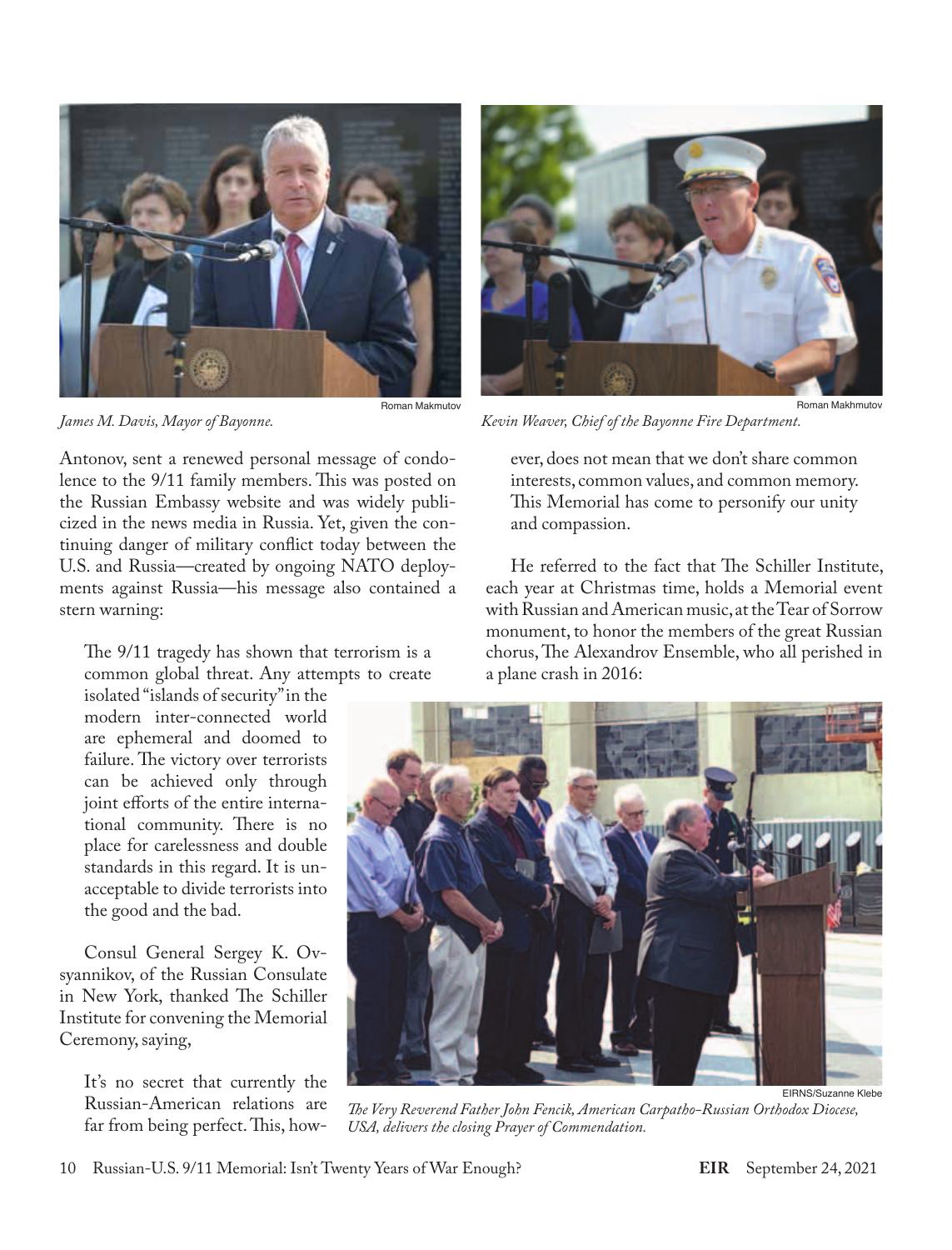*James M. Davis, Mayor of Bayonne.*

Roman Makmutov

*Kevin Weaver, Chief of the Bayonne Fire Department.*

Roman Makhmutov

Antonov, sent a renewed personal message of condolence to the 9/11 family members. This was posted on the Russian Embassy website and was widely publicized in the news media in Russia. Yet, given the continuing danger of military conflict today between the U.S. and Russia—created by ongoing NATO deployments against Russia—his message also contained a stern warning:

> The 9/11 tragedy has shown that terrorism is a common global threat. Any attempts to create isolated "islands of security" in the modern inter-connected world are ephemeral and doomed to failure. The victory over terrorists can be achieved only through joint efforts of the entire international community. There is no place for carelessness and double standards in this regard. It is unacceptable to divide terrorists into the good and the bad.

Consul General Sergey K. Ovsyannikov, of the Russian Consulate in New York, thanked The Schiller Institute for convening the Memorial Ceremony, saying,

> It's no secret that currently the Russian-American relations are far from being perfect. This, however, does not mean that we don't share common interests, common values, and common memory. This Memorial has come to personify our unity and compassion.

He referred to the fact that The Schiller Institute, each year at Christmas time, holds a Memorial event with Russian and American music, at the Tear of Sorrow monument, to honor the members of the great Russian chorus, The Alexandrov Ensemble, who all perished in a plane crash in 2016:

EIRNS/Suzanne Klebe

*The Very Reverend Father John Fencik, American Carpatho-Russian Orthodox Diocese, USA, delivers the closing Prayer of Commendation.*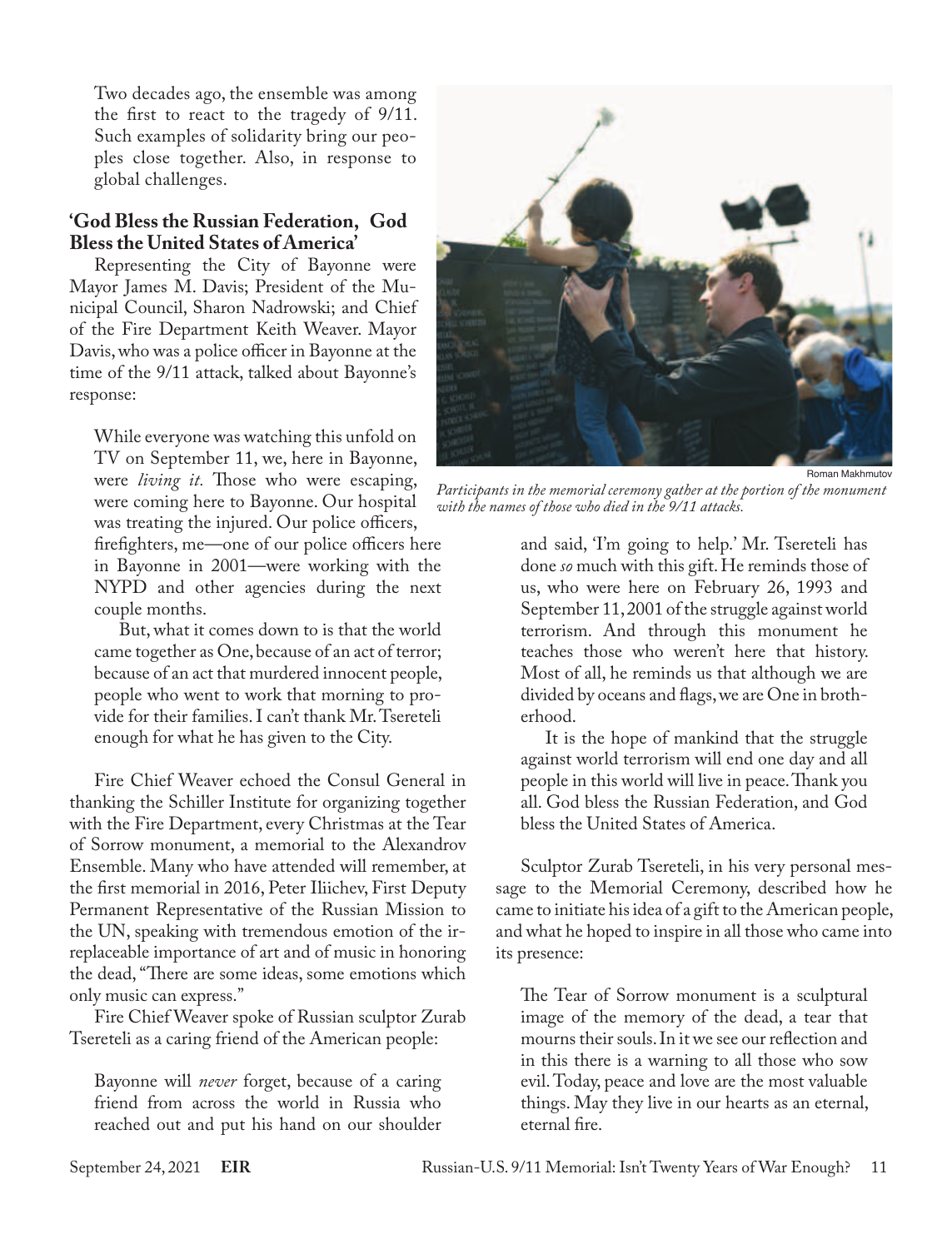Two decades ago, the ensemble was among the first to react to the tragedy of 9/11. Such examples of solidarity bring our peoples close together. Also, in response to global challenges.

### 'God Bless the Russian Federation, God Bless the United States of America'

Representing the City of Bayonne were Mayor James M. Davis; President of the Municipal Council, Sharon Nadrowski; and Chief of the Fire Department Keith Weaver. Mayor Davis, who was a police officer in Bayonne at the time of the 9/11 attack, talked about Bayonne's response:

> While everyone was watching this unfold on TV on September 11, we, here in Bayonne, were *living it.* Those who were escaping, were coming here to Bayonne. Our hospital was treating the injured. Our police officers, firefighters, me—one of our police officers here in Bayonne in 2001—were working with the NYPD and other agencies during the next couple months.
>
> But, what it comes down to is that the world came together as One, because of an act of terror; because of an act that murdered innocent people, people who went to work that morning to provide for their families. I can't thank Mr. Tsereteli enough for what he has given to the City.

Fire Chief Weaver echoed the Consul General in thanking the Schiller Institute for organizing together with the Fire Department, every Christmas at the Tear of Sorrow monument, a memorial to the Alexandrov Ensemble. Many who have attended will remember, at the first memorial in 2016, Peter Iliichev, First Deputy Permanent Representative of the Russian Mission to the UN, speaking with tremendous emotion of the irreplaceable importance of art and of music in honoring the dead, "There are some ideas, some emotions which only music can express."

Fire Chief Weaver spoke of Russian sculptor Zurab Tsereteli as a caring friend of the American people:

> Bayonne will *never* forget, because of a caring friend from across the world in Russia who reached out and put his hand on our shoulder and said, 'I'm going to help.' Mr. Tsereteli has done *so* much with this gift. He reminds those of us, who were here on February 26, 1993 and September 11, 2001 of the struggle against world terrorism. And through this monument he teaches those who weren't here that history. Most of all, he reminds us that although we are divided by oceans and flags, we are One in brotherhood.
>
> It is the hope of mankind that the struggle against world terrorism will end one day and all people in this world will live in peace. Thank you all. God bless the Russian Federation, and God bless the United States of America.

Roman Makhmutov

*Participants in the memorial ceremony gather at the portion of the monument with the names of those who died in the 9/11 attacks.*

Sculptor Zurab Tsereteli, in his very personal message to the Memorial Ceremony, described how he came to initiate his idea of a gift to the American people, and what he hoped to inspire in all those who came into its presence:

> The Tear of Sorrow monument is a sculptural image of the memory of the dead, a tear that mourns their souls. In it we see our reflection and in this there is a warning to all those who sow evil. Today, peace and love are the most valuable things. May they live in our hearts as an eternal, eternal fire.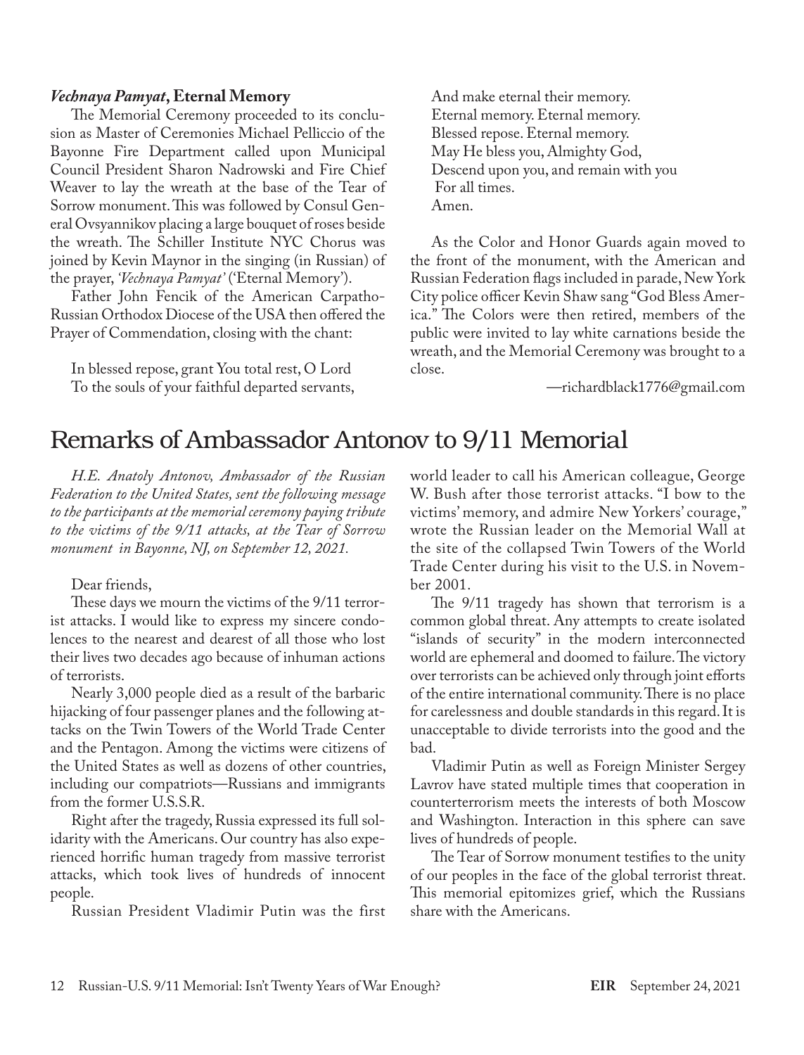### *Vechnaya Pamyat*, Eternal Memory

The Memorial Ceremony proceeded to its conclusion as Master of Ceremonies Michael Pelliccio of the Bayonne Fire Department called upon Municipal Council President Sharon Nadrowski and Fire Chief Weaver to lay the wreath at the base of the Tear of Sorrow monument. This was followed by Consul General Ovsyannikov placing a large bouquet of roses beside the wreath. The Schiller Institute NYC Chorus was joined by Kevin Maynor in the singing (in Russian) of the prayer, *'Vechnaya Pamyat'* ('Eternal Memory').

Father John Fencik of the American Carpatho-Russian Orthodox Diocese of the USA then offered the Prayer of Commendation, closing with the chant:

> In blessed repose, grant You total rest, O Lord
> To the souls of your faithful departed servants,
> And make eternal their memory.
> Eternal memory. Eternal memory.
> Blessed repose. Eternal memory.
> May He bless you, Almighty God,
> Descend upon you, and remain with you
> For all times.
> Amen.

As the Color and Honor Guards again moved to the front of the monument, with the American and Russian Federation flags included in parade, New York City police officer Kevin Shaw sang "God Bless America." The Colors were then retired, members of the public were invited to lay white carnations beside the wreath, and the Memorial Ceremony was brought to a close.

—richardblack1776@gmail.com

# Remarks of Ambassador Antonov to 9/11 Memorial

*H.E. Anatoly Antonov, Ambassador of the Russian Federation to the United States, sent the following message to the participants at the memorial ceremony paying tribute to the victims of the 9/11 attacks, at the Tear of Sorrow monument in Bayonne, NJ, on September 12, 2021.*

Dear friends,

These days we mourn the victims of the 9/11 terrorist attacks. I would like to express my sincere condolences to the nearest and dearest of all those who lost their lives two decades ago because of inhuman actions of terrorists.

Nearly 3,000 people died as a result of the barbaric hijacking of four passenger planes and the following attacks on the Twin Towers of the World Trade Center and the Pentagon. Among the victims were citizens of the United States as well as dozens of other countries, including our compatriots—Russians and immigrants from the former U.S.S.R.

Right after the tragedy, Russia expressed its full solidarity with the Americans. Our country has also experienced horrific human tragedy from massive terrorist attacks, which took lives of hundreds of innocent people.

Russian President Vladimir Putin was the first world leader to call his American colleague, George W. Bush after those terrorist attacks. "I bow to the victims' memory, and admire New Yorkers' courage," wrote the Russian leader on the Memorial Wall at the site of the collapsed Twin Towers of the World Trade Center during his visit to the U.S. in November 2001.

The 9/11 tragedy has shown that terrorism is a common global threat. Any attempts to create isolated "islands of security" in the modern interconnected world are ephemeral and doomed to failure. The victory over terrorists can be achieved only through joint efforts of the entire international community. There is no place for carelessness and double standards in this regard. It is unacceptable to divide terrorists into the good and the bad.

Vladimir Putin as well as Foreign Minister Sergey Lavrov have stated multiple times that cooperation in counterterrorism meets the interests of both Moscow and Washington. Interaction in this sphere can save lives of hundreds of people.

The Tear of Sorrow monument testifies to the unity of our peoples in the face of the global terrorist threat. This memorial epitomizes grief, which the Russians share with the Americans.